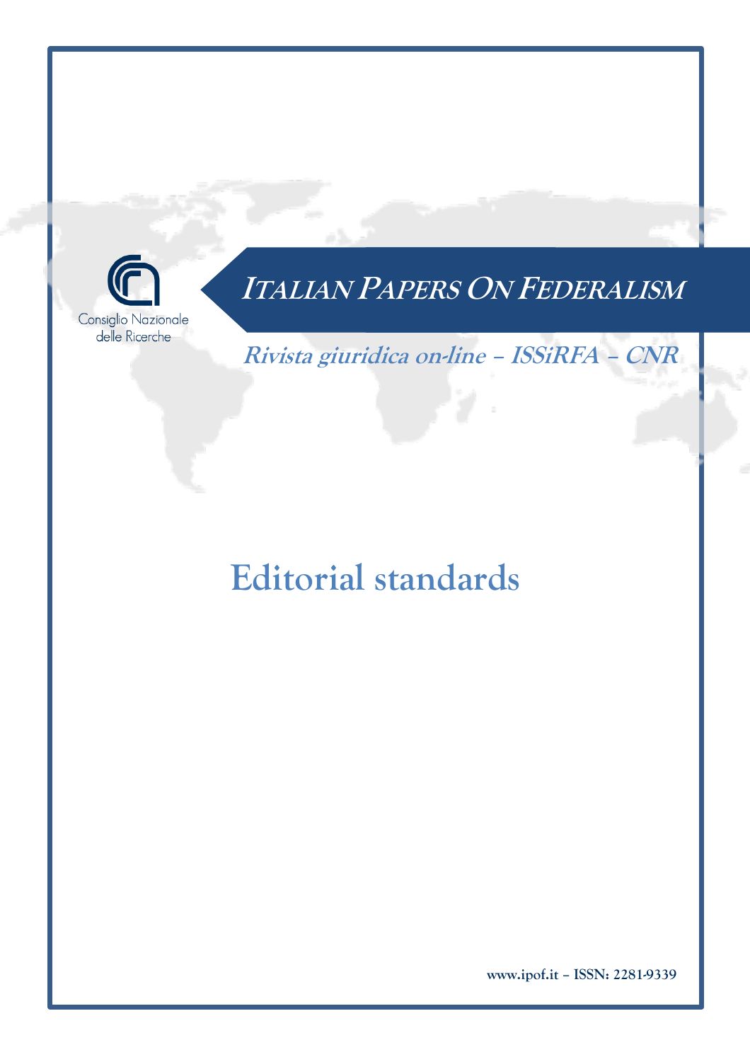Consiglio Nazionale delle Ricerche

# ITALIAN PAPERS ON FEDERALISM

***Rivista giuridica on-line – ISSiRFA – CNR***

# Editorial standards

**www.ipof.it – ISSN: 2281-9339**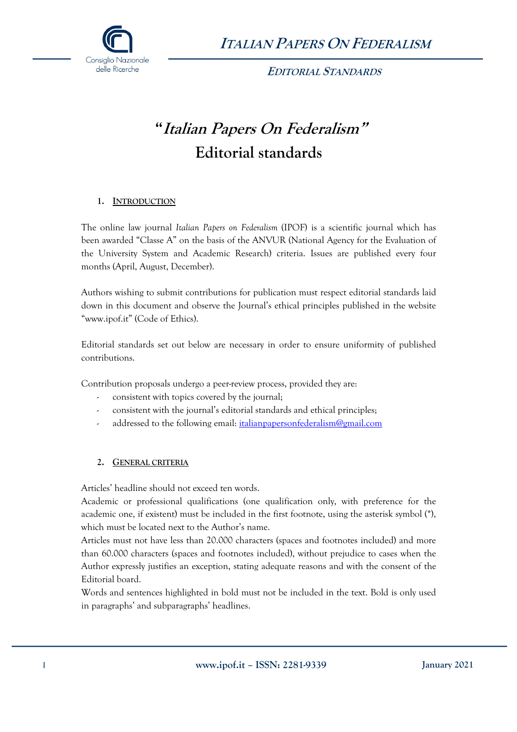# *"Italian Papers On Federalism"* Editorial standards

## 1. Introduction

The online law journal *Italian Papers on Federalism* (IPOF) is a scientific journal which has been awarded "Classe A" on the basis of the ANVUR (National Agency for the Evaluation of the University System and Academic Research) criteria. Issues are published every four months (April, August, December).

Authors wishing to submit contributions for publication must respect editorial standards laid down in this document and observe the Journal's ethical principles published in the website "www.ipof.it" (Code of Ethics).

Editorial standards set out below are necessary in order to ensure uniformity of published contributions.

Contribution proposals undergo a peer-review process, provided they are:

- consistent with topics covered by the journal;
- consistent with the journal's editorial standards and ethical principles;
- addressed to the following email: italianpapersonfederalism@gmail.com

## 2. General criteria

Articles' headline should not exceed ten words.

Academic or professional qualifications (one qualification only, with preference for the academic one, if existent) must be included in the first footnote, using the asterisk symbol (*), which must be located next to the Author's name.

Articles must not have less than 20.000 characters (spaces and footnotes included) and more than 60.000 characters (spaces and footnotes included), without prejudice to cases when the Author expressly justifies an exception, stating adequate reasons and with the consent of the Editorial board.

Words and sentences highlighted in bold must not be included in the text. Bold is only used in paragraphs' and subparagraphs' headlines.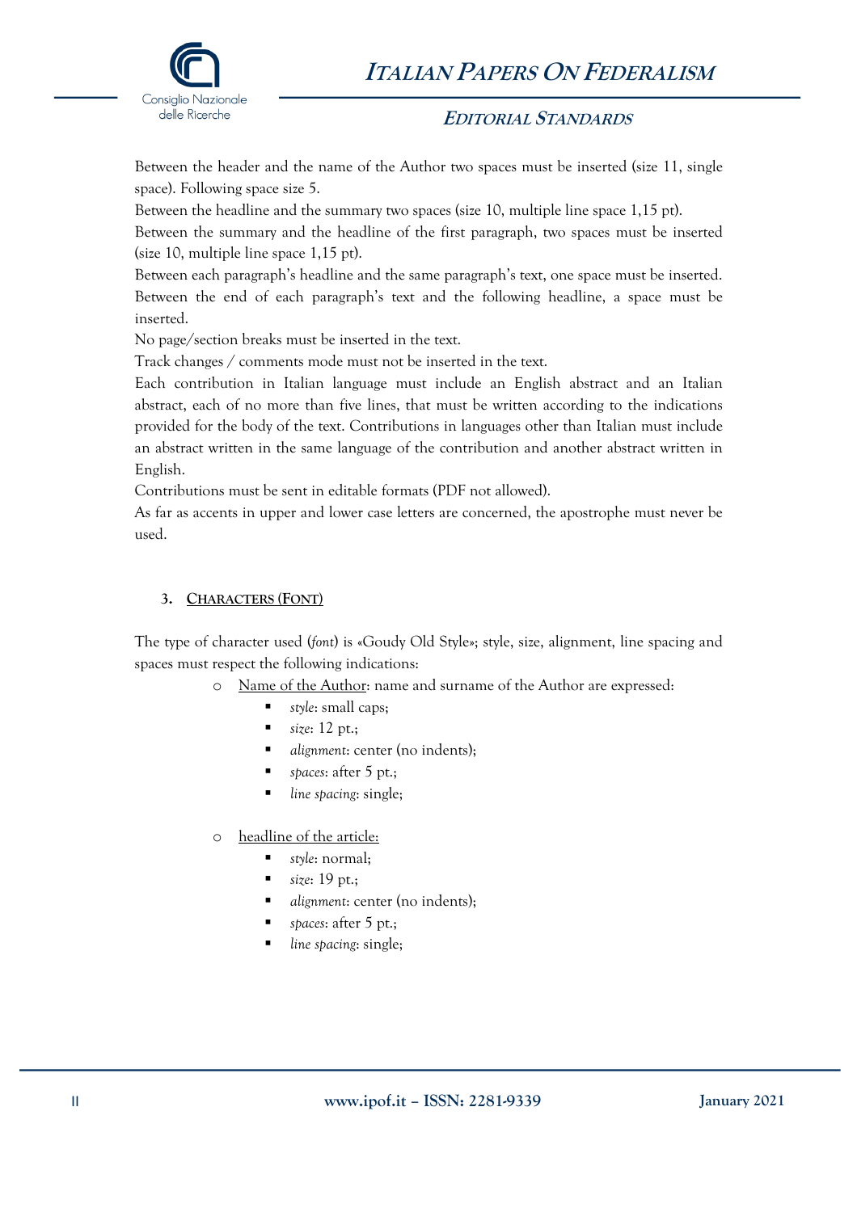Between the header and the name of the Author two spaces must be inserted (size 11, single space). Following space size 5.

Between the headline and the summary two spaces (size 10, multiple line space 1,15 pt).

Between the summary and the headline of the first paragraph, two spaces must be inserted (size 10, multiple line space 1,15 pt).

Between each paragraph's headline and the same paragraph's text, one space must be inserted. Between the end of each paragraph's text and the following headline, a space must be inserted.

No page/section breaks must be inserted in the text.

Track changes / comments mode must not be inserted in the text.

Each contribution in Italian language must include an English abstract and an Italian abstract, each of no more than five lines, that must be written according to the indications provided for the body of the text. Contributions in languages other than Italian must include an abstract written in the same language of the contribution and another abstract written in English.

Contributions must be sent in editable formats (PDF not allowed).

As far as accents in upper and lower case letters are concerned, the apostrophe must never be used.

## 3. CHARACTERS (FONT)

The type of character used (*font*) is «Goudy Old Style»; style, size, alignment, line spacing and spaces must respect the following indications:

- Name of the Author: name and surname of the Author are expressed:
  - *style*: small caps;
  - *size*: 12 pt.;
  - *alignment*: center (no indents);
  - *spaces*: after 5 pt.;
  - *line spacing*: single;
- headline of the article:
  - *style*: normal;
  - *size*: 19 pt.;
  - *alignment*: center (no indents);
  - *spaces*: after 5 pt.;
  - *line spacing*: single;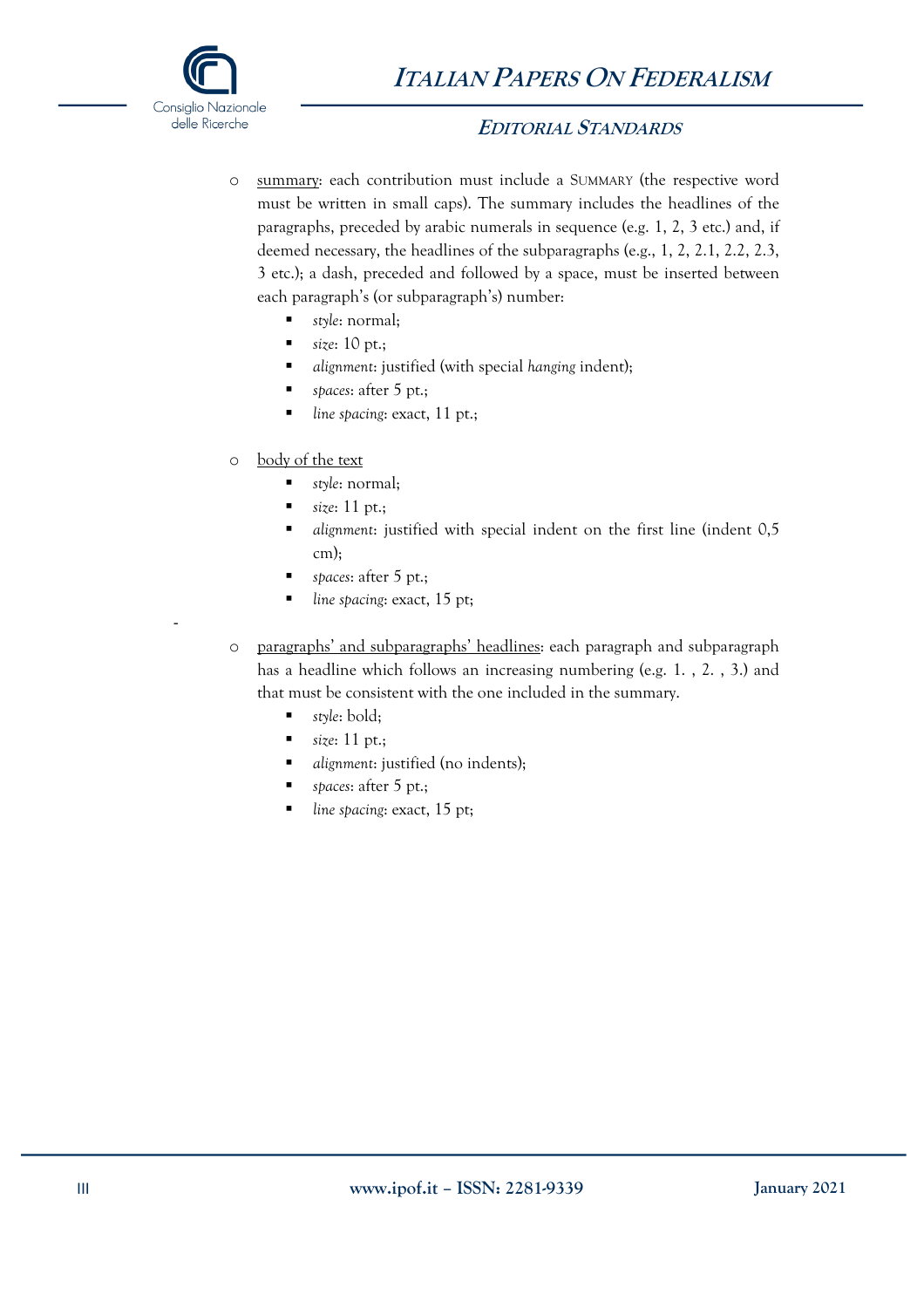- summary: each contribution must include a SUMMARY (the respective word must be written in small caps). The summary includes the headlines of the paragraphs, preceded by arabic numerals in sequence (e.g. 1, 2, 3 etc.) and, if deemed necessary, the headlines of the subparagraphs (e.g., 1, 2, 2.1, 2.2, 2.3, 3 etc.); a dash, preceded and followed by a space, must be inserted between each paragraph's (or subparagraph's) number:
  - *style*: normal;
  - *size*: 10 pt.;
  - *alignment*: justified (with special *hanging* indent);
  - *spaces*: after 5 pt.;
  - *line spacing*: exact, 11 pt.;

- body of the text
  - *style*: normal;
  - *size*: 11 pt.;
  - *alignment*: justified with special indent on the first line (indent 0,5 cm);
  - *spaces*: after 5 pt.;
  - *line spacing*: exact, 15 pt;

-

- paragraphs' and subparagraphs' headlines: each paragraph and subparagraph has a headline which follows an increasing numbering (e.g. 1. , 2. , 3.) and that must be consistent with the one included in the summary.
  - *style*: bold;
  - *size*: 11 pt.;
  - *alignment*: justified (no indents);
  - *spaces*: after 5 pt.;
  - *line spacing*: exact, 15 pt;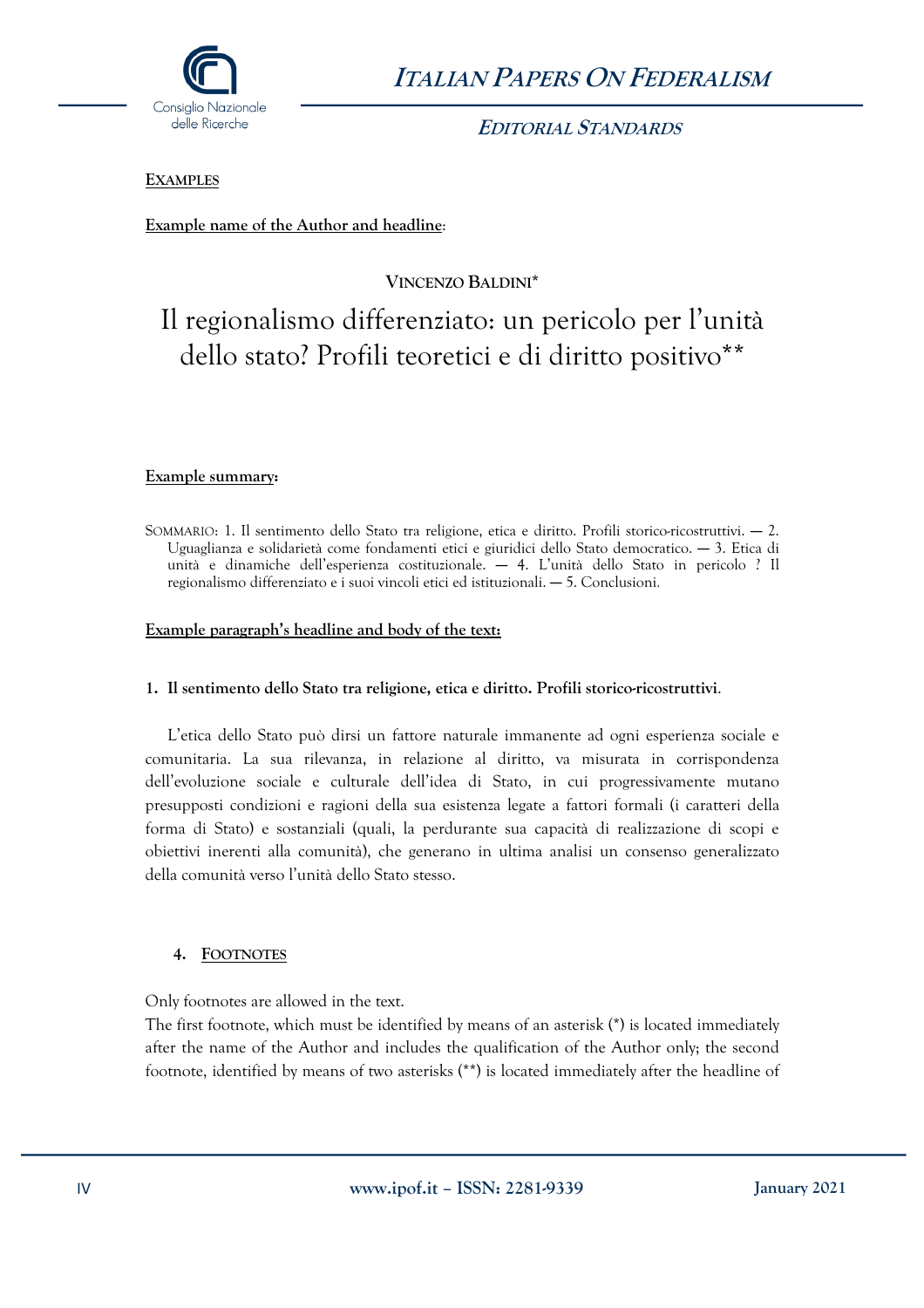**EXAMPLES**

**Example name of the Author and headline**:

VINCENZO BALDINI*

# Il regionalismo differenziato: un pericolo per l'unità dello stato? Profili teoretici e di diritto positivo**

**Example summary:**

SOMMARIO: 1. Il sentimento dello Stato tra religione, etica e diritto. Profili storico-ricostruttivi. — 2. Uguaglianza e solidarietà come fondamenti etici e giuridici dello Stato democratico. — 3. Etica di unità e dinamiche dell'esperienza costituzionale. — 4. L'unità dello Stato in pericolo ? Il regionalismo differenziato e i suoi vincoli etici ed istituzionali. — 5. Conclusioni.

**Example paragraph's headline and body of the text:**

**1. Il sentimento dello Stato tra religione, etica e diritto. Profili storico-ricostruttivi**.

L'etica dello Stato può dirsi un fattore naturale immanente ad ogni esperienza sociale e comunitaria. La sua rilevanza, in relazione al diritto, va misurata in corrispondenza dell'evoluzione sociale e culturale dell'idea di Stato, in cui progressivamente mutano presupposti condizioni e ragioni della sua esistenza legate a fattori formali (i caratteri della forma di Stato) e sostanziali (quali, la perdurante sua capacità di realizzazione di scopi e obiettivi inerenti alla comunità), che generano in ultima analisi un consenso generalizzato della comunità verso l'unità dello Stato stesso.

## 4. FOOTNOTES

Only footnotes are allowed in the text.
The first footnote, which must be identified by means of an asterisk (*) is located immediately after the name of the Author and includes the qualification of the Author only; the second footnote, identified by means of two asterisks (**) is located immediately after the headline of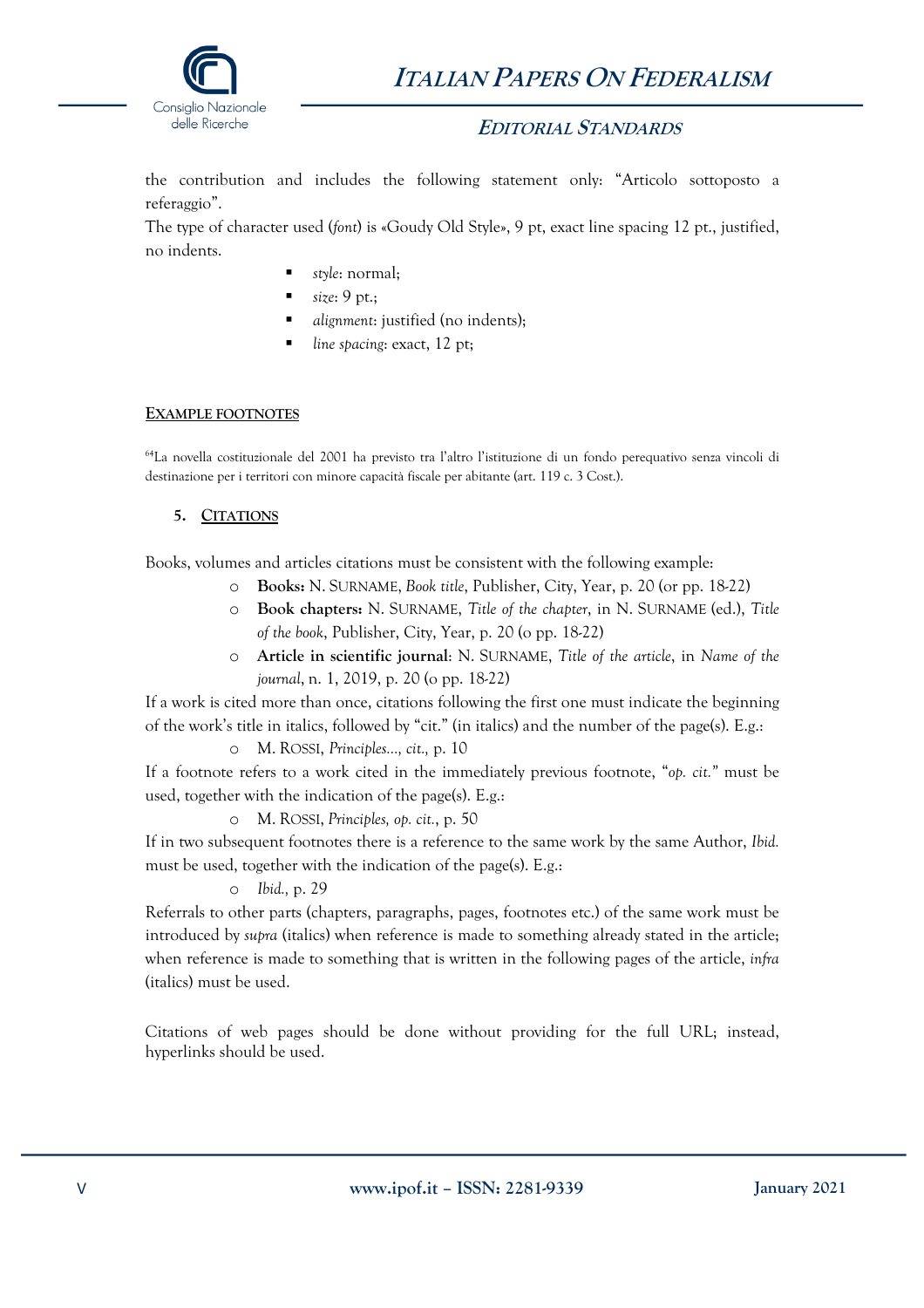the contribution and includes the following statement only: “Articolo sottoposto a referaggio”.

The type of character used (*font*) is «Goudy Old Style», 9 pt, exact line spacing 12 pt., justified, no indents.

- *style*: normal;
- *size*: 9 pt.;
- *alignment*: justified (no indents);
- *line spacing*: exact, 12 pt;

**EXAMPLE FOOTNOTES**

[64]La novella costituzionale del 2001 ha previsto tra l’altro l’istituzione di un fondo perequativo senza vincoli di destinazione per i territori con minore capacità fiscale per abitante (art. 119 c. 3 Cost.).

## 5. CITATIONS

Books, volumes and articles citations must be consistent with the following example:

- **Books:** N. SURNAME, *Book title*, Publisher, City, Year, p. 20 (or pp. 18-22)
- **Book chapters:** N. SURNAME, *Title of the chapter*, in N. SURNAME (ed.), *Title of the book*, Publisher, City, Year, p. 20 (o pp. 18-22)
- **Article in scientific journal**: N. SURNAME, *Title of the article*, in *Name of the journal*, n. 1, 2019, p. 20 (o pp. 18-22)

If a work is cited more than once, citations following the first one must indicate the beginning of the work’s title in italics, followed by “cit.” (in italics) and the number of the page(s). E.g.:

- M. ROSSI, *Principles…, cit.,* p. 10

If a footnote refers to a work cited in the immediately previous footnote, “*op. cit.*” must be used, together with the indication of the page(s). E.g.:

- M. ROSSI, *Principles, op. cit.*, p. 50

If in two subsequent footnotes there is a reference to the same work by the same Author, *Ibid.* must be used, together with the indication of the page(s). E.g.:

- *Ibid.,* p. 29

Referrals to other parts (chapters, paragraphs, pages, footnotes etc.) of the same work must be introduced by *supra* (italics) when reference is made to something already stated in the article; when reference is made to something that is written in the following pages of the article, *infra* (italics) must be used.

Citations of web pages should be done without providing for the full URL; instead, hyperlinks should be used.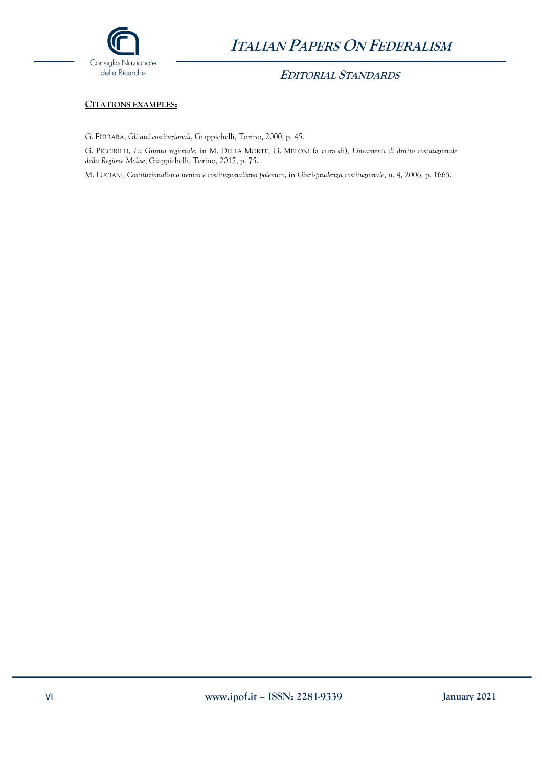**CITATIONS EXAMPLES:**

G. FERRARA, *Gli atti costituzionali*, Giappichelli, Torino, 2000, p. 45.

G. PICCIRILLI, *La Giunta regionale,* in M. DELLA MORTE, G. MELONI (a cura di), *Lineamenti di diritto costituzionale della Regione Molise*, Giappichelli, Torino, 2017, p. 75.

M. LUCIANI, *Costituzionalismo irenico e costituzionalismo polemico*, in *Giurisprudenza costituzionale*, n. 4, 2006, p. 1665.